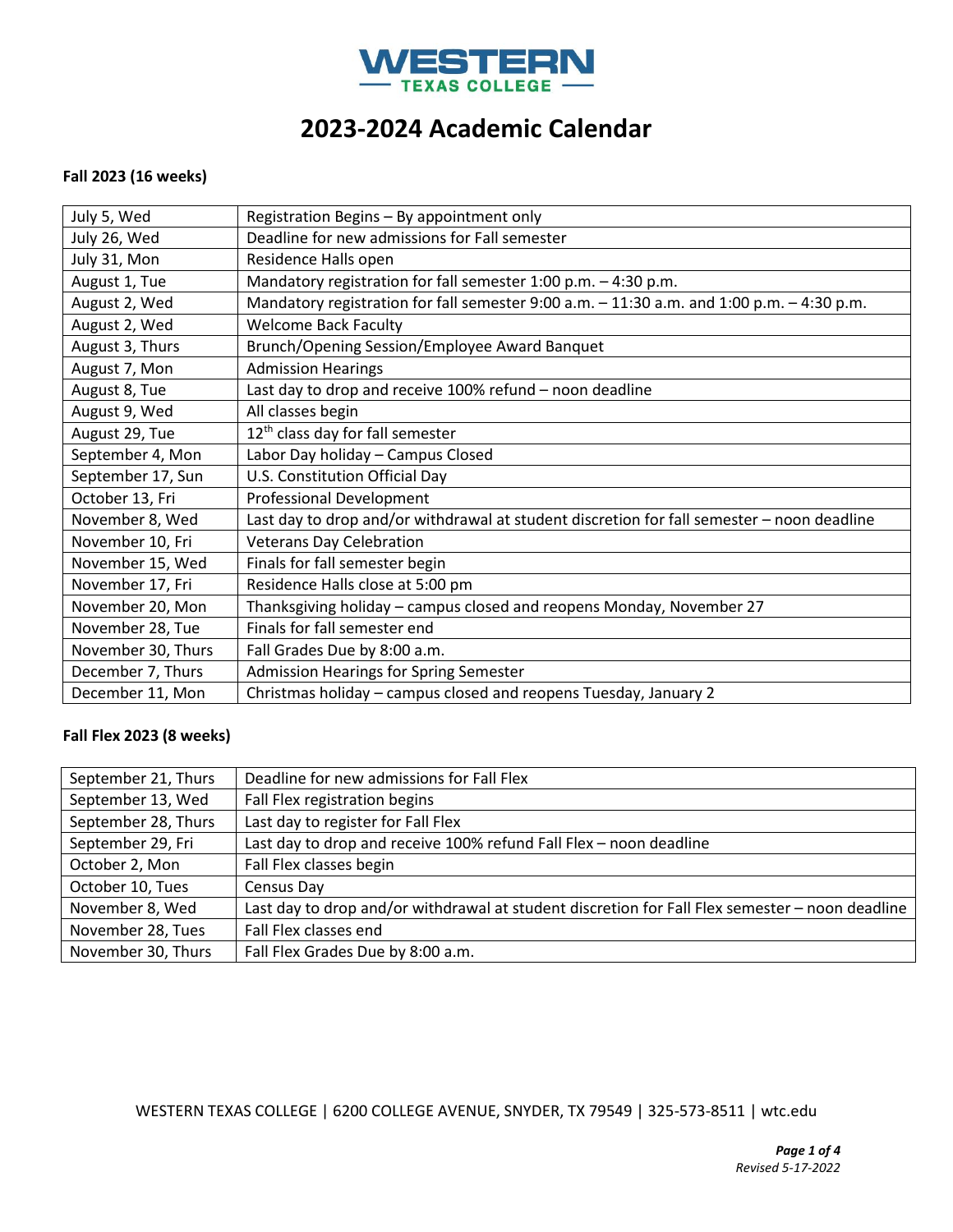# WESTERN TEXAS COLLEGE

# 2023-2024 Academic Calendar

### Fall 2023 (16 weeks)

| | |
|---|---|
| July 5, Wed | Registration Begins – By appointment only |
| July 26, Wed | Deadline for new admissions for Fall semester |
| July 31, Mon | Residence Halls open |
| August 1, Tue | Mandatory registration for fall semester 1:00 p.m. – 4:30 p.m. |
| August 2, Wed | Mandatory registration for fall semester 9:00 a.m. – 11:30 a.m. and 1:00 p.m. – 4:30 p.m. |
| August 2, Wed | Welcome Back Faculty |
| August 3, Thurs | Brunch/Opening Session/Employee Award Banquet |
| August 7, Mon | Admission Hearings |
| August 8, Tue | Last day to drop and receive 100% refund – noon deadline |
| August 9, Wed | All classes begin |
| August 29, Tue | 12th class day for fall semester |
| September 4, Mon | Labor Day holiday – Campus Closed |
| September 17, Sun | U.S. Constitution Official Day |
| October 13, Fri | Professional Development |
| November 8, Wed | Last day to drop and/or withdrawal at student discretion for fall semester – noon deadline |
| November 10, Fri | Veterans Day Celebration |
| November 15, Wed | Finals for fall semester begin |
| November 17, Fri | Residence Halls close at 5:00 pm |
| November 20, Mon | Thanksgiving holiday – campus closed and reopens Monday, November 27 |
| November 28, Tue | Finals for fall semester end |
| November 30, Thurs | Fall Grades Due by 8:00 a.m. |
| December 7, Thurs | Admission Hearings for Spring Semester |
| December 11, Mon | Christmas holiday – campus closed and reopens Tuesday, January 2 |

### Fall Flex 2023 (8 weeks)

| | |
|---|---|
| September 21, Thurs | Deadline for new admissions for Fall Flex |
| September 13, Wed | Fall Flex registration begins |
| September 28, Thurs | Last day to register for Fall Flex |
| September 29, Fri | Last day to drop and receive 100% refund Fall Flex – noon deadline |
| October 2, Mon | Fall Flex classes begin |
| October 10, Tues | Census Day |
| November 8, Wed | Last day to drop and/or withdrawal at student discretion for Fall Flex semester – noon deadline |
| November 28, Tues | Fall Flex classes end |
| November 30, Thurs | Fall Flex Grades Due by 8:00 a.m. |

WESTERN TEXAS COLLEGE | 6200 COLLEGE AVENUE, SNYDER, TX 79549 | 325-573-8511 | wtc.edu

*Revised 5-17-2022*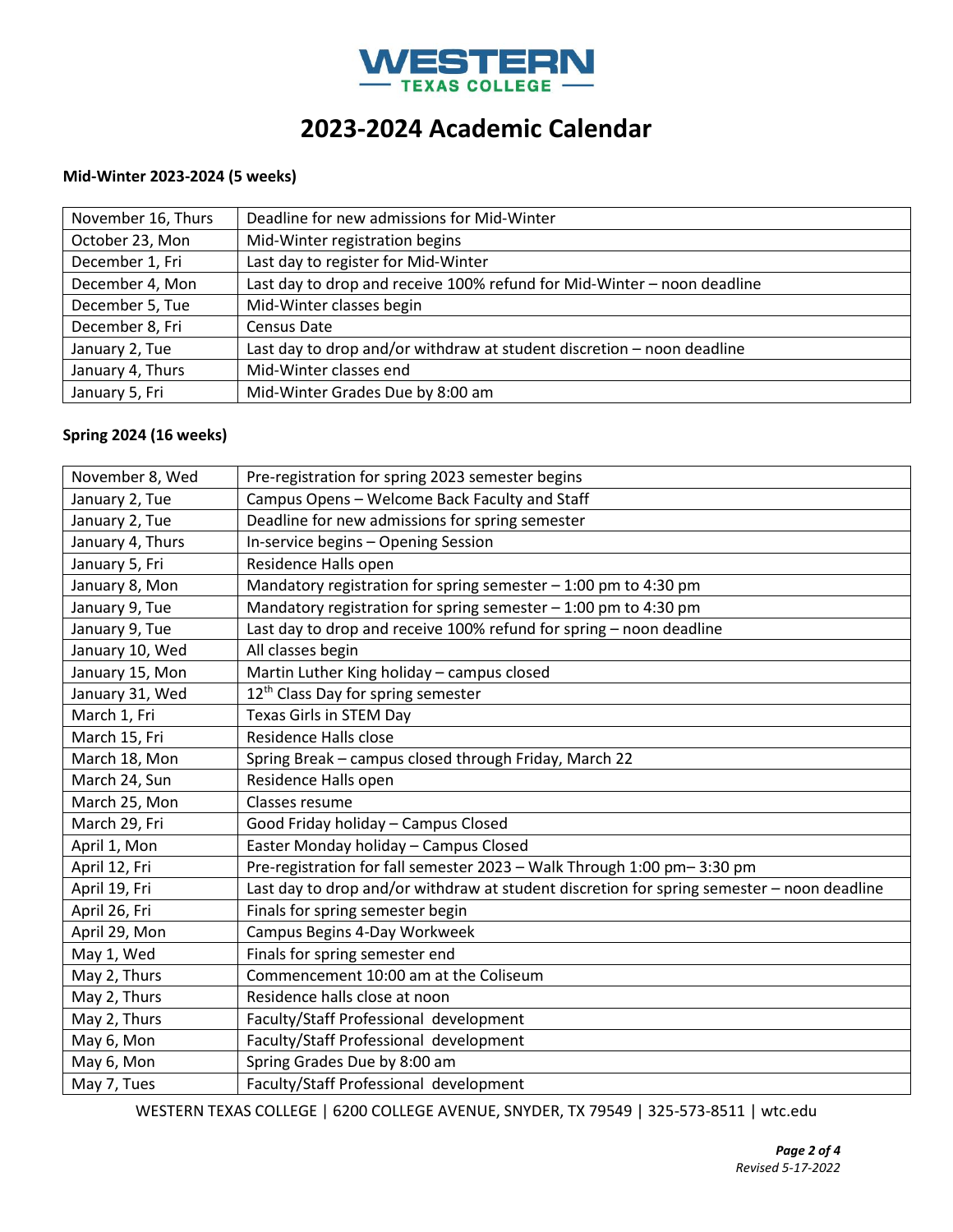# WESTERN TEXAS COLLEGE

# 2023-2024 Academic Calendar

**Mid-Winter 2023-2024 (5 weeks)**

| | |
|---|---|
| November 16, Thurs | Deadline for new admissions for Mid-Winter |
| October 23, Mon | Mid-Winter registration begins |
| December 1, Fri | Last day to register for Mid-Winter |
| December 4, Mon | Last day to drop and receive 100% refund for Mid-Winter – noon deadline |
| December 5, Tue | Mid-Winter classes begin |
| December 8, Fri | Census Date |
| January 2, Tue | Last day to drop and/or withdraw at student discretion – noon deadline |
| January 4, Thurs | Mid-Winter classes end |
| January 5, Fri | Mid-Winter Grades Due by 8:00 am |

**Spring 2024 (16 weeks)**

| | |
|---|---|
| November 8, Wed | Pre-registration for spring 2023 semester begins |
| January 2, Tue | Campus Opens – Welcome Back Faculty and Staff |
| January 2, Tue | Deadline for new admissions for spring semester |
| January 4, Thurs | In-service begins – Opening Session |
| January 5, Fri | Residence Halls open |
| January 8, Mon | Mandatory registration for spring semester – 1:00 pm to 4:30 pm |
| January 9, Tue | Mandatory registration for spring semester – 1:00 pm to 4:30 pm |
| January 9, Tue | Last day to drop and receive 100% refund for spring – noon deadline |
| January 10, Wed | All classes begin |
| January 15, Mon | Martin Luther King holiday – campus closed |
| January 31, Wed | 12th Class Day for spring semester |
| March 1, Fri | Texas Girls in STEM Day |
| March 15, Fri | Residence Halls close |
| March 18, Mon | Spring Break – campus closed through Friday, March 22 |
| March 24, Sun | Residence Halls open |
| March 25, Mon | Classes resume |
| March 29, Fri | Good Friday holiday – Campus Closed |
| April 1, Mon | Easter Monday holiday – Campus Closed |
| April 12, Fri | Pre-registration for fall semester 2023 – Walk Through 1:00 pm– 3:30 pm |
| April 19, Fri | Last day to drop and/or withdraw at student discretion for spring semester – noon deadline |
| April 26, Fri | Finals for spring semester begin |
| April 29, Mon | Campus Begins 4-Day Workweek |
| May 1, Wed | Finals for spring semester end |
| May 2, Thurs | Commencement 10:00 am at the Coliseum |
| May 2, Thurs | Residence halls close at noon |
| May 2, Thurs | Faculty/Staff Professional development |
| May 6, Mon | Faculty/Staff Professional development |
| May 6, Mon | Spring Grades Due by 8:00 am |
| May 7, Tues | Faculty/Staff Professional development |

WESTERN TEXAS COLLEGE | 6200 COLLEGE AVENUE, SNYDER, TX 79549 | 325-573-8511 | wtc.edu

*Revised 5-17-2022*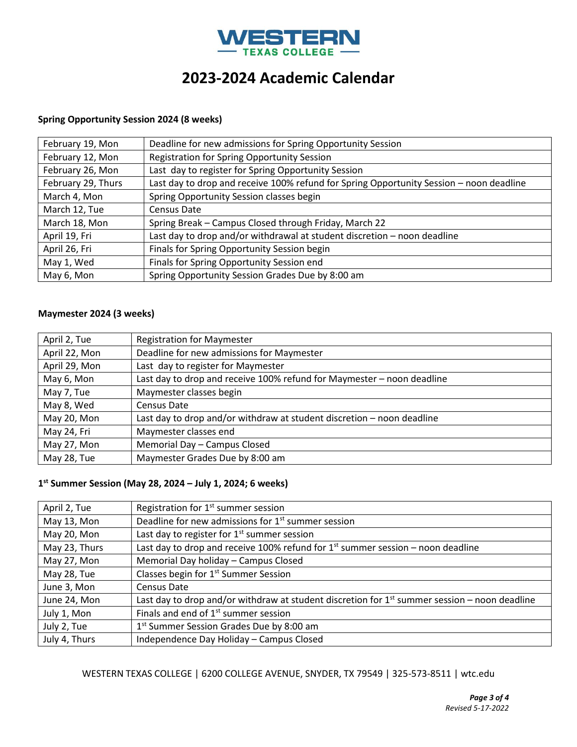# WESTERN TEXAS COLLEGE

# 2023-2024 Academic Calendar

**Spring Opportunity Session 2024 (8 weeks)**

| | |
|---|---|
| February 19, Mon | Deadline for new admissions for Spring Opportunity Session |
| February 12, Mon | Registration for Spring Opportunity Session |
| February 26, Mon | Last day to register for Spring Opportunity Session |
| February 29, Thurs | Last day to drop and receive 100% refund for Spring Opportunity Session – noon deadline |
| March 4, Mon | Spring Opportunity Session classes begin |
| March 12, Tue | Census Date |
| March 18, Mon | Spring Break – Campus Closed through Friday, March 22 |
| April 19, Fri | Last day to drop and/or withdrawal at student discretion – noon deadline |
| April 26, Fri | Finals for Spring Opportunity Session begin |
| May 1, Wed | Finals for Spring Opportunity Session end |
| May 6, Mon | Spring Opportunity Session Grades Due by 8:00 am |

**Maymester 2024 (3 weeks)**

| | |
|---|---|
| April 2, Tue | Registration for Maymester |
| April 22, Mon | Deadline for new admissions for Maymester |
| April 29, Mon | Last day to register for Maymester |
| May 6, Mon | Last day to drop and receive 100% refund for Maymester – noon deadline |
| May 7, Tue | Maymester classes begin |
| May 8, Wed | Census Date |
| May 20, Mon | Last day to drop and/or withdraw at student discretion – noon deadline |
| May 24, Fri | Maymester classes end |
| May 27, Mon | Memorial Day – Campus Closed |
| May 28, Tue | Maymester Grades Due by 8:00 am |

**1st Summer Session (May 28, 2024 – July 1, 2024; 6 weeks)**

| | |
|---|---|
| April 2, Tue | Registration for 1st summer session |
| May 13, Mon | Deadline for new admissions for 1st summer session |
| May 20, Mon | Last day to register for 1st summer session |
| May 23, Thurs | Last day to drop and receive 100% refund for 1st summer session – noon deadline |
| May 27, Mon | Memorial Day holiday – Campus Closed |
| May 28, Tue | Classes begin for 1st Summer Session |
| June 3, Mon | Census Date |
| June 24, Mon | Last day to drop and/or withdraw at student discretion for 1st summer session – noon deadline |
| July 1, Mon | Finals and end of 1st summer session |
| July 2, Tue | 1st Summer Session Grades Due by 8:00 am |
| July 4, Thurs | Independence Day Holiday – Campus Closed |

WESTERN TEXAS COLLEGE | 6200 COLLEGE AVENUE, SNYDER, TX 79549 | 325-573-8511 | wtc.edu

*Revised 5-17-2022*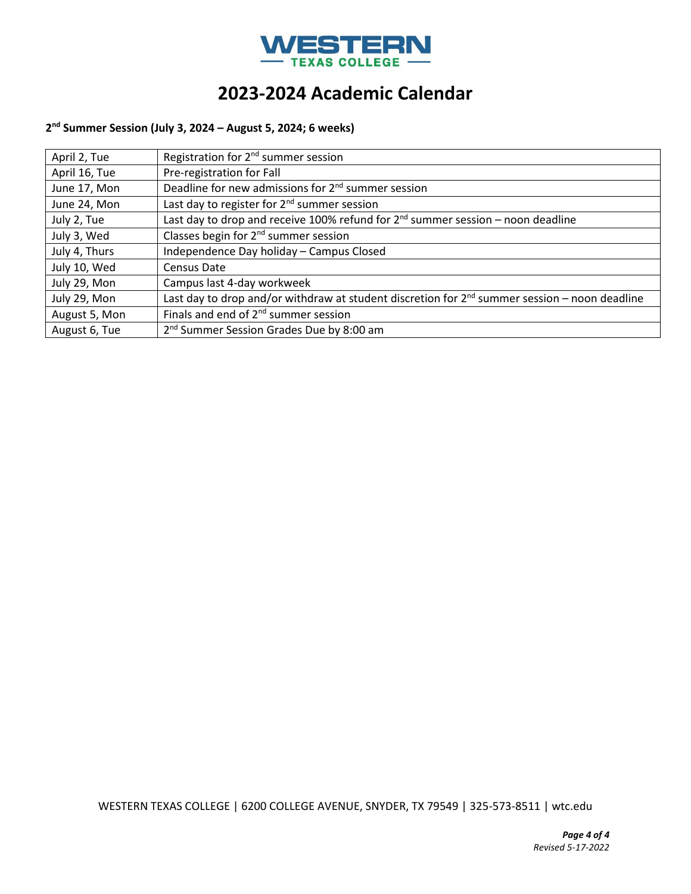# 2023-2024 Academic Calendar

**2nd Summer Session (July 3, 2024 – August 5, 2024; 6 weeks)**

| | |
|---|---|
| April 2, Tue | Registration for 2nd summer session |
| April 16, Tue | Pre-registration for Fall |
| June 17, Mon | Deadline for new admissions for 2nd summer session |
| June 24, Mon | Last day to register for 2nd summer session |
| July 2, Tue | Last day to drop and receive 100% refund for 2nd summer session – noon deadline |
| July 3, Wed | Classes begin for 2nd summer session |
| July 4, Thurs | Independence Day holiday – Campus Closed |
| July 10, Wed | Census Date |
| July 29, Mon | Campus last 4-day workweek |
| July 29, Mon | Last day to drop and/or withdraw at student discretion for 2nd summer session – noon deadline |
| August 5, Mon | Finals and end of 2nd summer session |
| August 6, Tue | 2nd Summer Session Grades Due by 8:00 am |

WESTERN TEXAS COLLEGE | 6200 COLLEGE AVENUE, SNYDER, TX 79549 | 325-573-8511 | wtc.edu

*Revised 5-17-2022*